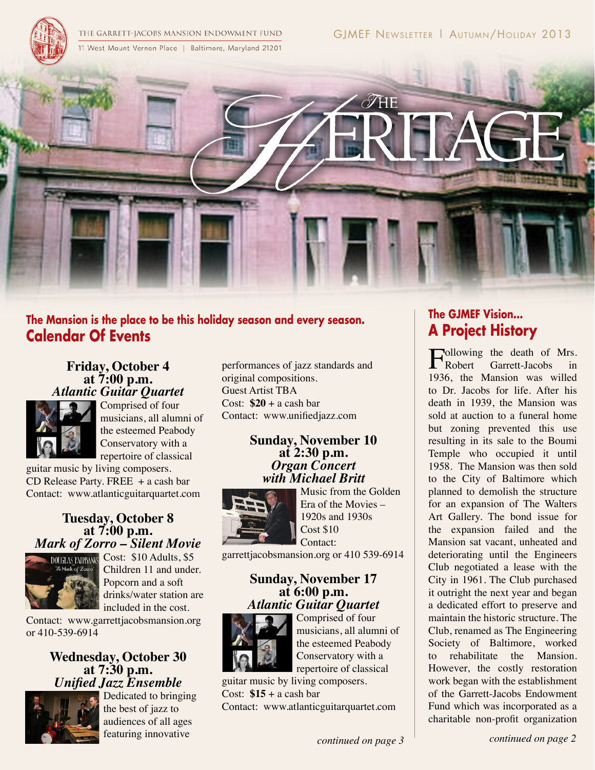THE GARRETT-JACOBS MANSION ENDOWMENT FUND
11 West Mount Vernon Place | Baltimore, Maryland 21201

GJMEF Newsletter | Autumn/Holiday 2013

# The Heritage

**The Mansion is the place to be this holiday season and every season.**

## Calendar Of Events

### Friday, October 4 at 7:00 p.m. *Atlantic Guitar Quartet*

Comprised of four musicians, all alumni of the esteemed Peabody Conservatory with a repertoire of classical guitar music by living composers.
CD Release Party. FREE + a cash bar
Contact: www.atlanticguitarquartet.com

### Tuesday, October 8 at 7:00 p.m. *Mark of Zorro – Silent Movie*

Cost: $10 Adults, $5 Children 11 and under. Popcorn and a soft drinks/water station are included in the cost.
Contact: www.garrettjacobsmansion.org or 410-539-6914

### Wednesday, October 30 at 7:30 p.m. *Unified Jazz Ensemble*

Dedicated to bringing the best of jazz to audiences of all ages featuring innovative performances of jazz standards and original compositions.
Guest Artist TBA
Cost: **$20** + a cash bar
Contact: www.unifiedjazz.com

### Sunday, November 10 at 2:30 p.m. *Organ Concert with Michael Britt*

Music from the Golden Era of the Movies – 1920s and 1930s
Cost $10
Contact: garrettjacobsmansion.org or 410 539-6914

### Sunday, November 17 at 6:00 p.m. *Atlantic Guitar Quartet*

Comprised of four musicians, all alumni of the esteemed Peabody Conservatory with a repertoire of classical guitar music by living composers.
Cost: **$15** + a cash bar
Contact: www.atlanticguitarquartet.com

*continued on page 3*

**The GJMEF Vision...**

## A Project History

Following the death of Mrs. Robert Garrett-Jacobs in 1936, the Mansion was willed to Dr. Jacobs for life. After his death in 1939, the Mansion was sold at auction to a funeral home but zoning prevented this use resulting in its sale to the Boumi Temple who occupied it until 1958. The Mansion was then sold to the City of Baltimore which planned to demolish the structure for an expansion of The Walters Art Gallery. The bond issue for the expansion failed and the Mansion sat vacant, unheated and deteriorating until the Engineers Club negotiated a lease with the City in 1961. The Club purchased it outright the next year and began a dedicated effort to preserve and maintain the historic structure. The Club, renamed as The Engineering Society of Baltimore, worked to rehabilitate the Mansion. However, the costly restoration work began with the establishment of the Garrett-Jacobs Endowment Fund which was incorporated as a charitable non-profit organization

*continued on page 2*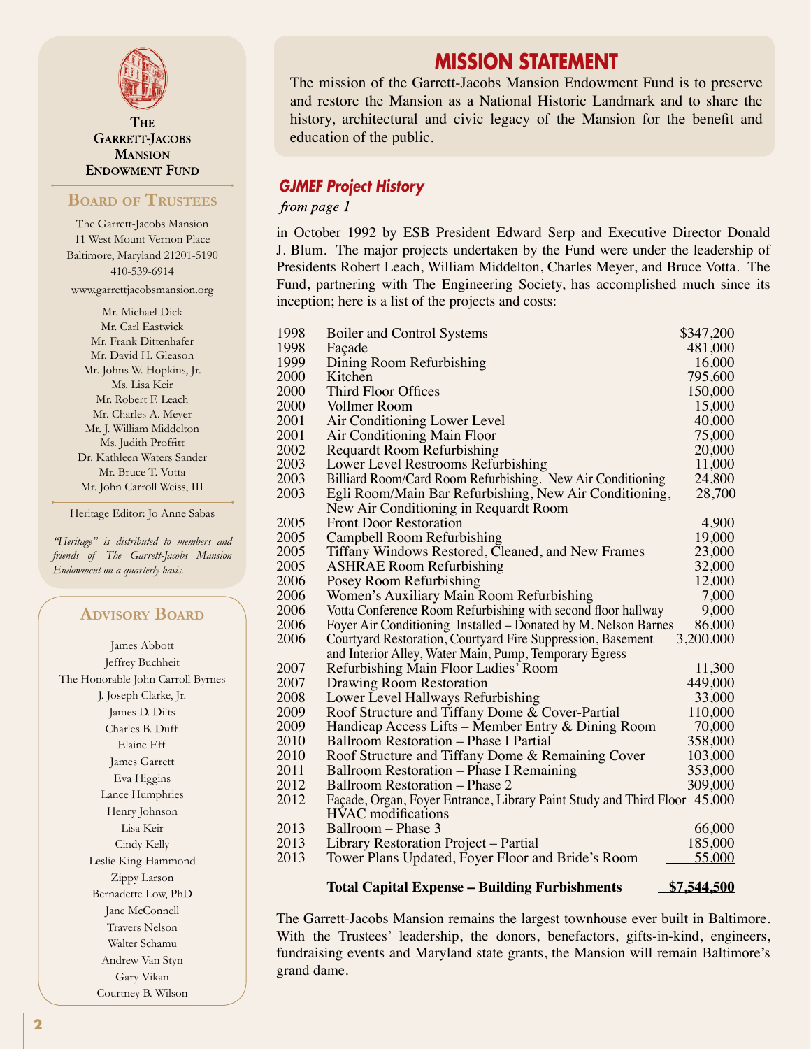# The Garrett-Jacobs Mansion Endowment Fund

## Board of Trustees

The Garrett-Jacobs Mansion
11 West Mount Vernon Place
Baltimore, Maryland 21201-5190
410-539-6914

www.garrettjacobsmansion.org

Mr. Michael Dick
Mr. Carl Eastwick
Mr. Frank Dittenhafer
Mr. David H. Gleason
Mr. Johns W. Hopkins, Jr.
Ms. Lisa Keir
Mr. Robert F. Leach
Mr. Charles A. Meyer
Mr. J. William Middelton
Ms. Judith Proffitt
Dr. Kathleen Waters Sander
Mr. Bruce T. Votta
Mr. John Carroll Weiss, III

Heritage Editor: Jo Anne Sabas

*"Heritage" is distributed to members and friends of The Garrett-Jacobs Mansion Endowment on a quarterly basis.*

## Advisory Board

James Abbott
Jeffrey Buchheit
The Honorable John Carroll Byrnes
J. Joseph Clarke, Jr.
James D. Dilts
Charles B. Duff
Elaine Eff
James Garrett
Eva Higgins
Lance Humphries
Henry Johnson
Lisa Keir
Cindy Kelly
Leslie King-Hammond
Zippy Larson
Bernadette Low, PhD
Jane McConnell
Travers Nelson
Walter Schamu
Andrew Van Styn
Gary Vikan
Courtney B. Wilson

# MISSION STATEMENT

The mission of the Garrett-Jacobs Mansion Endowment Fund is to preserve and restore the Mansion as a National Historic Landmark and to share the history, architectural and civic legacy of the Mansion for the benefit and education of the public.

## *GJMEF Project History*

*from page 1*

in October 1992 by ESB President Edward Serp and Executive Director Donald J. Blum. The major projects undertaken by the Fund were under the leadership of Presidents Robert Leach, William Middelton, Charles Meyer, and Bruce Votta. The Fund, partnering with The Engineering Society, has accomplished much since its inception; here is a list of the projects and costs:

| | | |
|---|---|---|
| 1998 | Boiler and Control Systems | $347,200 |
| 1998 | Façade | 481,000 |
| 1999 | Dining Room Refurbishing | 16,000 |
| 2000 | Kitchen | 795,600 |
| 2000 | Third Floor Offices | 150,000 |
| 2000 | Vollmer Room | 15,000 |
| 2001 | Air Conditioning Lower Level | 40,000 |
| 2001 | Air Conditioning Main Floor | 75,000 |
| 2002 | Requardt Room Refurbishing | 20,000 |
| 2003 | Lower Level Restrooms Refurbishing | 11,000 |
| 2003 | Billiard Room/Card Room Refurbishing. New Air Conditioning | 24,800 |
| 2003 | Egli Room/Main Bar Refurbishing, New Air Conditioning, New Air Conditioning in Requardt Room | 28,700 |
| 2005 | Front Door Restoration | 4,900 |
| 2005 | Campbell Room Refurbishing | 19,000 |
| 2005 | Tiffany Windows Restored, Cleaned, and New Frames | 23,000 |
| 2005 | ASHRAE Room Refurbishing | 32,000 |
| 2006 | Posey Room Refurbishing | 12,000 |
| 2006 | Women's Auxiliary Main Room Refurbishing | 7,000 |
| 2006 | Votta Conference Room Refurbishing with second floor hallway | 9,000 |
| 2006 | Foyer Air Conditioning Installed – Donated by M. Nelson Barnes | 86,000 |
| 2006 | Courtyard Restoration, Courtyard Fire Suppression, Basement and Interior Alley, Water Main, Pump, Temporary Egress | 3,200.000 |
| 2007 | Refurbishing Main Floor Ladies' Room | 11,300 |
| 2007 | Drawing Room Restoration | 449,000 |
| 2008 | Lower Level Hallways Refurbishing | 33,000 |
| 2009 | Roof Structure and Tiffany Dome & Cover-Partial | 110,000 |
| 2009 | Handicap Access Lifts – Member Entry & Dining Room | 70,000 |
| 2010 | Ballroom Restoration – Phase I Partial | 358,000 |
| 2010 | Roof Structure and Tiffany Dome & Remaining Cover | 103,000 |
| 2011 | Ballroom Restoration – Phase I Remaining | 353,000 |
| 2012 | Ballroom Restoration – Phase 2 | 309,000 |
| 2012 | Façade, Organ, Foyer Entrance, Library Paint Study and Third Floor HVAC modifications | 45,000 |
| 2013 | Ballroom – Phase 3 | 66,000 |
| 2013 | Library Restoration Project – Partial | 185,000 |
| 2013 | Tower Plans Updated, Foyer Floor and Bride's Room | 55,000 |
| | **Total Capital Expense – Building Furbishments** | **$7,544,500** |

The Garrett-Jacobs Mansion remains the largest townhouse ever built in Baltimore. With the Trustees' leadership, the donors, benefactors, gifts-in-kind, engineers, fundraising events and Maryland state grants, the Mansion will remain Baltimore's grand dame.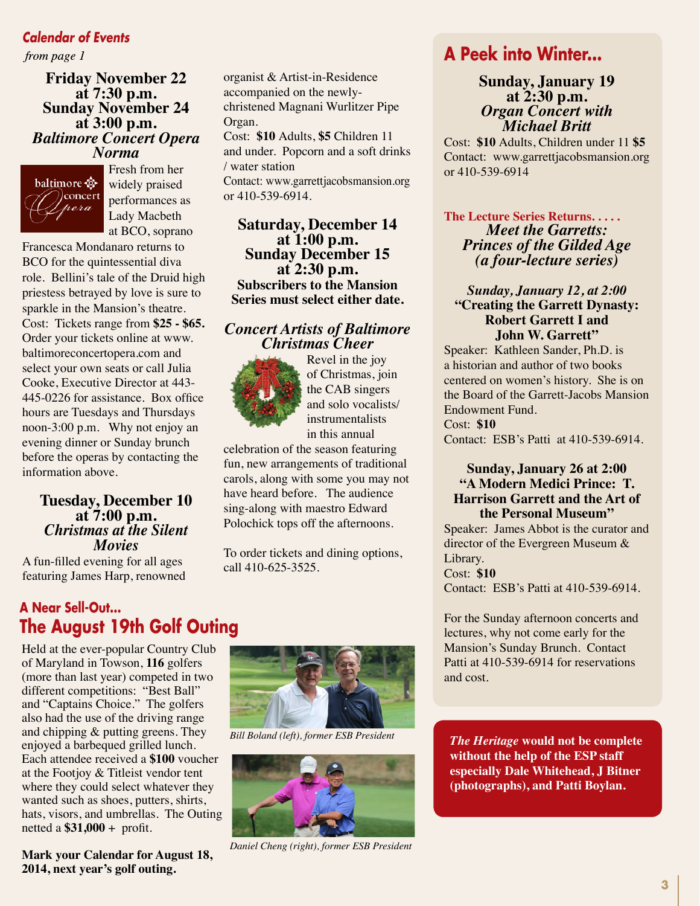## Calendar of Events

*from page 1*

### Friday November 22 at 7:30 p.m.
### Sunday November 24 at 3:00 p.m.
### *Baltimore Concert Opera Norma*

Fresh from her widely praised performances as Lady Macbeth at BCO, soprano Francesca Mondanaro returns to BCO for the quintessential diva role. Bellini's tale of the Druid high priestess betrayed by love is sure to sparkle in the Mansion's theatre.
Cost: Tickets range from **$25 - $65.** Order your tickets online at www.baltimoreconcertopera.com and select your own seats or call Julia Cooke, Executive Director at 443-445-0226 for assistance. Box office hours are Tuesdays and Thursdays noon-3:00 p.m. Why not enjoy an evening dinner or Sunday brunch before the operas by contacting the information above.

### Tuesday, December 10 at 7:00 p.m.
### *Christmas at the Silent Movies*

A fun-filled evening for all ages featuring James Harp, renowned organist & Artist-in-Residence accompanied on the newly-christened Magnani Wurlitzer Pipe Organ.
Cost: **$10** Adults, **$5** Children 11 and under. Popcorn and a soft drinks / water station
Contact: www.garrettjacobsmansion.org or 410-539-6914.

### Saturday, December 14 at 1:00 p.m.
### Sunday December 15 at 2:30 p.m.
**Subscribers to the Mansion Series must select either date.**

### *Concert Artists of Baltimore Christmas Cheer*

Revel in the joy of Christmas, join the CAB singers and solo vocalists/ instrumentalists in this annual celebration of the season featuring fun, new arrangements of traditional carols, along with some you may not have heard before. The audience sing-along with maestro Edward Polochick tops off the afternoons.

To order tickets and dining options, call 410-625-3525.

## A Near Sell-Out...
## The August 19th Golf Outing

Held at the ever-popular Country Club of Maryland in Towson, **116** golfers (more than last year) competed in two different competitions: "Best Ball" and "Captains Choice." The golfers also had the use of the driving range and chipping & putting greens. They enjoyed a barbequed grilled lunch. Each attendee received a **$100** voucher at the Footjoy & Titleist vendor tent where they could select whatever they wanted such as shoes, putters, shirts, hats, visors, and umbrellas. The Outing netted a **$31,000** + profit.

*Bill Boland (left), former ESB President*

*Daniel Cheng (right), former ESB President*

**Mark your Calendar for August 18, 2014, next year's golf outing.**

## A Peek into Winter...

### Sunday, January 19 at 2:30 p.m.
### *Organ Concert with Michael Britt*

Cost: **$10** Adults, Children under 11 **$5**
Contact: www.garrettjacobsmansion.org or 410-539-6914

**The Lecture Series Returns. . . . .**
### *Meet the Garretts: Princes of the Gilded Age (a four-lecture series)*

**_Sunday, January 12, at 2:00_**
**"Creating the Garrett Dynasty: Robert Garrett I and John W. Garrett"**
Speaker: Kathleen Sander, Ph.D. is a historian and author of two books centered on women's history. She is on the Board of the Garrett-Jacobs Mansion Endowment Fund.
Cost: **$10**
Contact: ESB's Patti at 410-539-6914.

**Sunday, January 26 at 2:00**
**"A Modern Medici Prince: T. Harrison Garrett and the Art of the Personal Museum"**
Speaker: James Abbot is the curator and director of the Evergreen Museum & Library.
Cost: **$10**
Contact: ESB's Patti at 410-539-6914.

For the Sunday afternoon concerts and lectures, why not come early for the Mansion's Sunday Brunch. Contact Patti at 410-539-6914 for reservations and cost.

***The Heritage* would not be complete without the help of the ESP staff especially Dale Whitehead, J Bitner (photographs), and Patti Boylan.**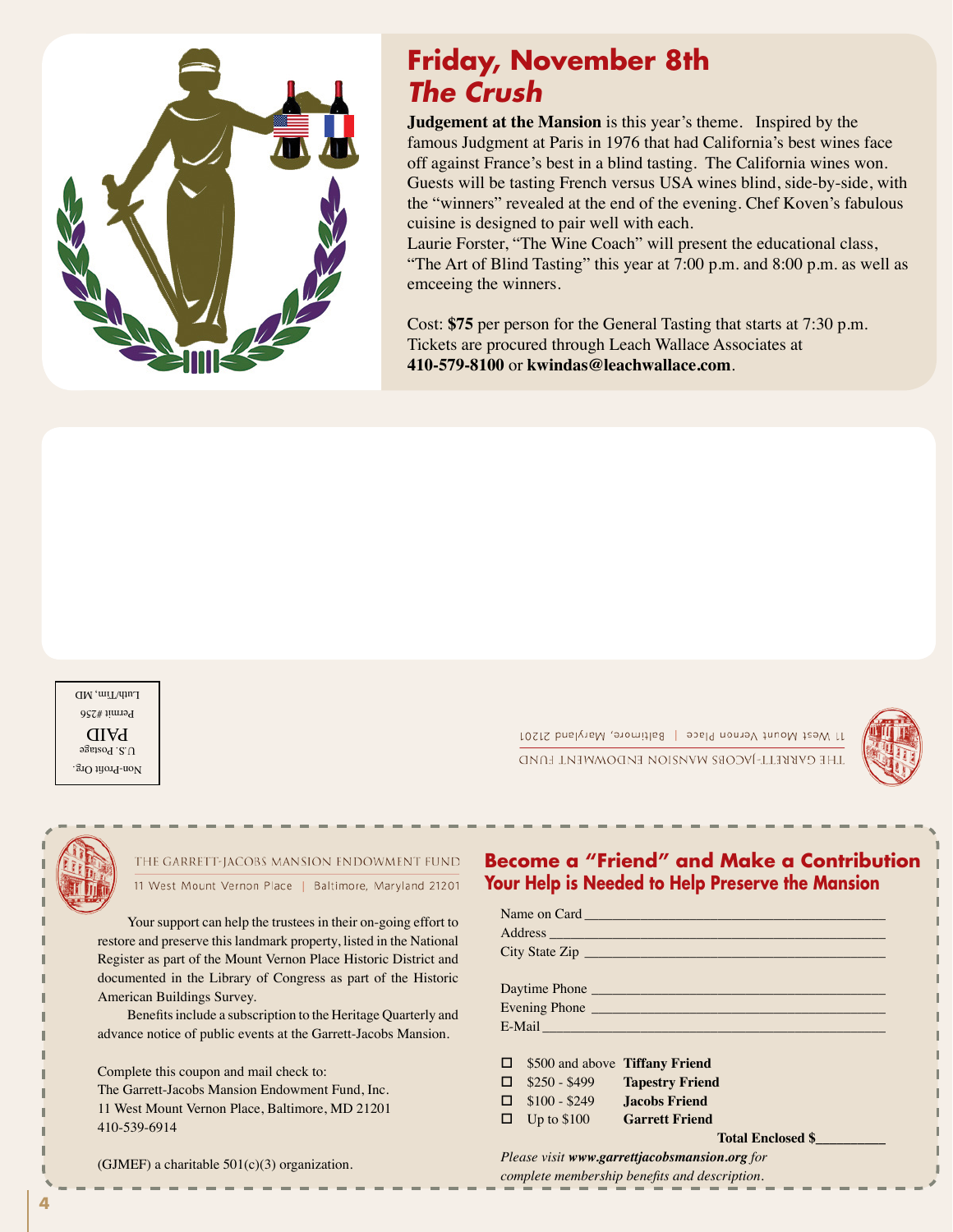## Friday, November 8th
## *The Crush*

**Judgement at the Mansion** is this year's theme. Inspired by the famous Judgment at Paris in 1976 that had California's best wines face off against France's best in a blind tasting. The California wines won. Guests will be tasting French versus USA wines blind, side-by-side, with the "winners" revealed at the end of the evening. Chef Koven's fabulous cuisine is designed to pair well with each.
Laurie Forster, "The Wine Coach" will present the educational class, "The Art of Blind Tasting" this year at 7:00 p.m. and 8:00 p.m. as well as emceeing the winners.

Cost: **$75** per person for the General Tasting that starts at 7:30 p.m. Tickets are procured through Leach Wallace Associates at **410-579-8100** or **kwindas@leachwallace.com**.

Non-Profit Org.
U.S. Postage
PAID
Permit #256
Luth/Tim, MD

THE GARRETT-JACOBS MANSION ENDOWMENT FUND
11 West Mount Vernon Place | Baltimore, Maryland 21201

---

THE GARRETT-JACOBS MANSION ENDOWMENT FUND
11 West Mount Vernon Place | Baltimore, Maryland 21201

Your support can help the trustees in their on-going effort to restore and preserve this landmark property, listed in the National Register as part of the Mount Vernon Place Historic District and documented in the Library of Congress as part of the Historic American Buildings Survey.

Benefits include a subscription to the Heritage Quarterly and advance notice of public events at the Garrett-Jacobs Mansion.

Complete this coupon and mail check to:
The Garrett-Jacobs Mansion Endowment Fund, Inc.
11 West Mount Vernon Place, Baltimore, MD 21201
410-539-6914

(GJMEF) a charitable 501(c)(3) organization.

## Become a "Friend" and Make a Contribution
### Your Help is Needed to Help Preserve the Mansion

Name on Card ________________________________________
Address ____________________________________________
City State Zip _______________________________________

Daytime Phone _______________________________________
Evening Phone _______________________________________
E-Mail _____________________________________________

- ☐ $500 and above **Tiffany Friend**
- ☐ $250 - $499 **Tapestry Friend**
- ☐ $100 - $249 **Jacobs Friend**
- ☐ Up to $100 **Garrett Friend**

**Total Enclosed $_________**

*Please visit **www.garrettjacobsmansion.org** for complete membership benefits and description.*